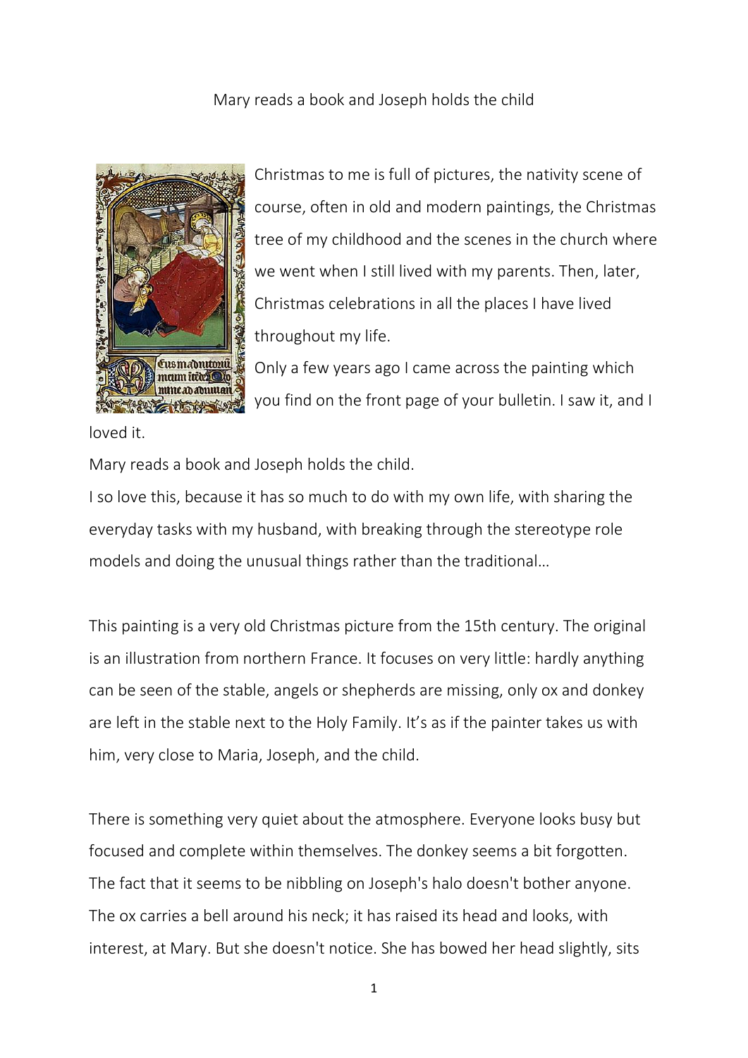# Mary reads a book and Joseph holds the child

Christmas to me is full of pictures, the nativity scene of course, often in old and modern paintings, the Christmas tree of my childhood and the scenes in the church where we went when I still lived with my parents. Then, later, Christmas celebrations in all the places I have lived throughout my life.

Only a few years ago I came across the painting which you find on the front page of your bulletin. I saw it, and I loved it.

Mary reads a book and Joseph holds the child.

I so love this, because it has so much to do with my own life, with sharing the everyday tasks with my husband, with breaking through the stereotype role models and doing the unusual things rather than the traditional…

This painting is a very old Christmas picture from the 15th century. The original is an illustration from northern France. It focuses on very little: hardly anything can be seen of the stable, angels or shepherds are missing, only ox and donkey are left in the stable next to the Holy Family. It's as if the painter takes us with him, very close to Maria, Joseph, and the child.

There is something very quiet about the atmosphere. Everyone looks busy but focused and complete within themselves. The donkey seems a bit forgotten. The fact that it seems to be nibbling on Joseph's halo doesn't bother anyone. The ox carries a bell around his neck; it has raised its head and looks, with interest, at Mary. But she doesn't notice. She has bowed her head slightly, sits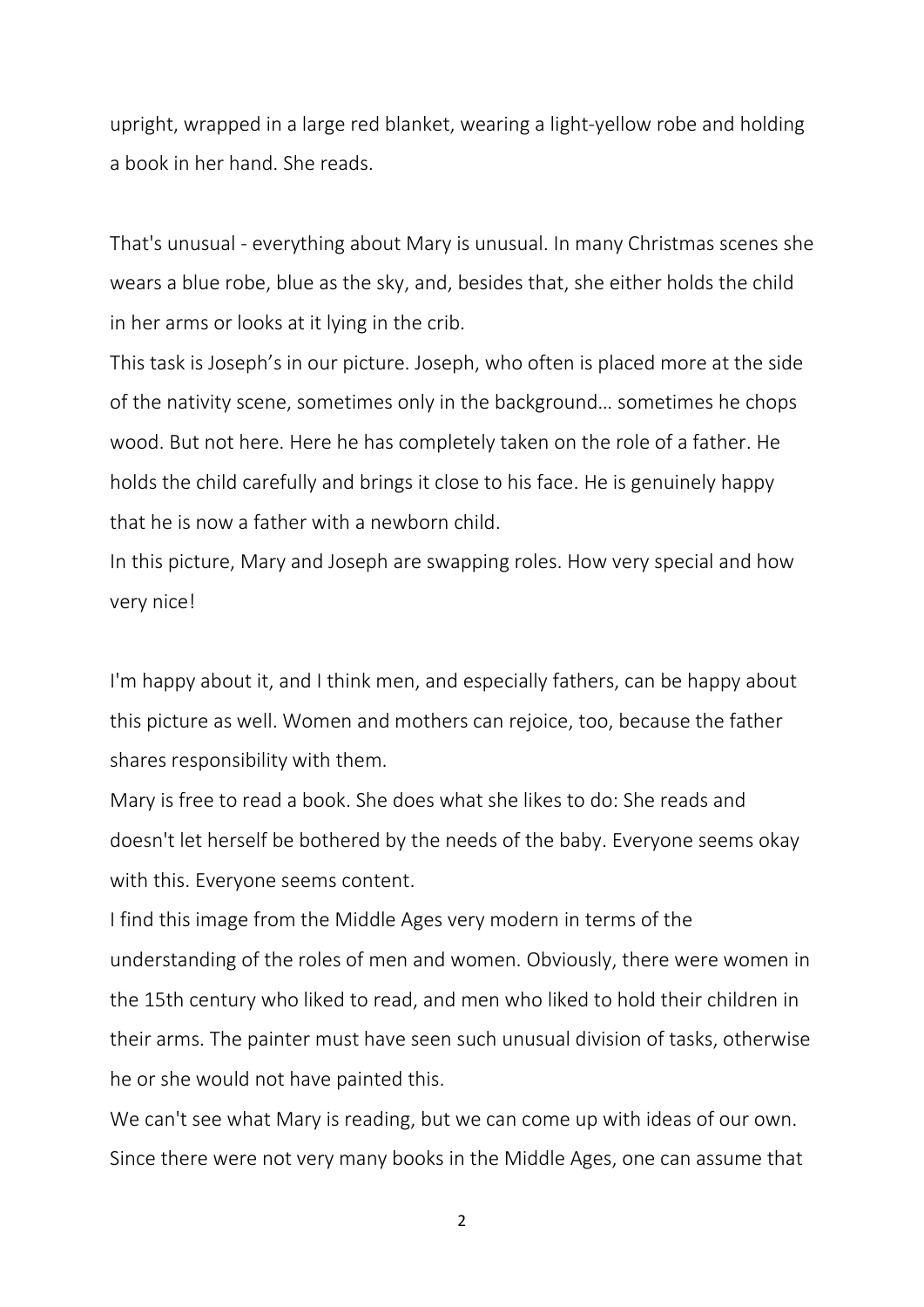upright, wrapped in a large red blanket, wearing a light-yellow robe and holding a book in her hand. She reads.

That's unusual - everything about Mary is unusual. In many Christmas scenes she wears a blue robe, blue as the sky, and, besides that, she either holds the child in her arms or looks at it lying in the crib.
This task is Joseph's in our picture. Joseph, who often is placed more at the side of the nativity scene, sometimes only in the background… sometimes he chops wood. But not here. Here he has completely taken on the role of a father. He holds the child carefully and brings it close to his face. He is genuinely happy that he is now a father with a newborn child.
In this picture, Mary and Joseph are swapping roles. How very special and how very nice!

I'm happy about it, and I think men, and especially fathers, can be happy about this picture as well. Women and mothers can rejoice, too, because the father shares responsibility with them.
Mary is free to read a book. She does what she likes to do: She reads and doesn't let herself be bothered by the needs of the baby. Everyone seems okay with this. Everyone seems content.
I find this image from the Middle Ages very modern in terms of the understanding of the roles of men and women. Obviously, there were women in the 15th century who liked to read, and men who liked to hold their children in their arms. The painter must have seen such unusual division of tasks, otherwise he or she would not have painted this.
We can't see what Mary is reading, but we can come up with ideas of our own. Since there were not very many books in the Middle Ages, one can assume that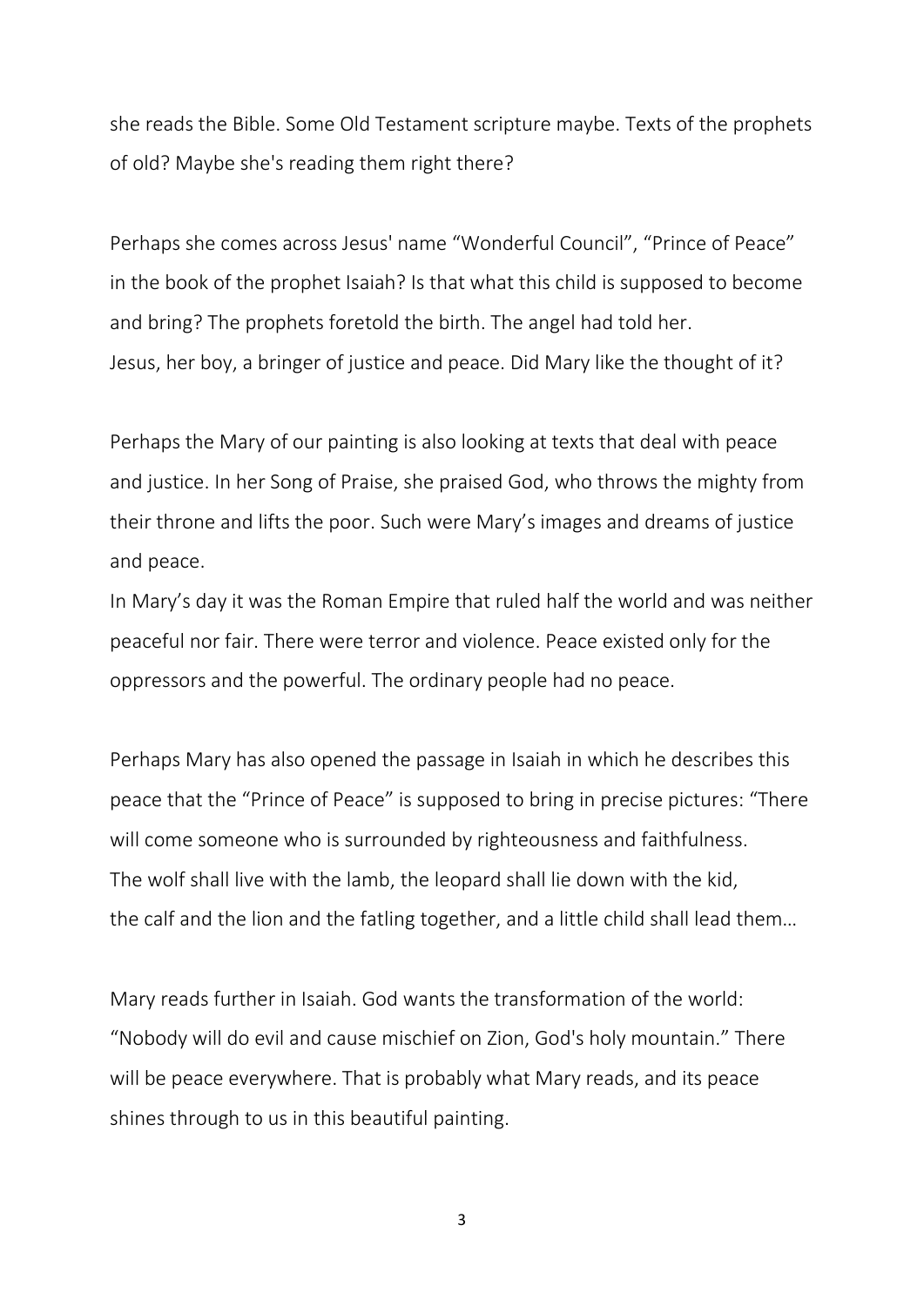she reads the Bible. Some Old Testament scripture maybe. Texts of the prophets of old? Maybe she's reading them right there?

Perhaps she comes across Jesus' name "Wonderful Council", "Prince of Peace" in the book of the prophet Isaiah? Is that what this child is supposed to become and bring? The prophets foretold the birth. The angel had told her.
Jesus, her boy, a bringer of justice and peace. Did Mary like the thought of it?

Perhaps the Mary of our painting is also looking at texts that deal with peace and justice. In her Song of Praise, she praised God, who throws the mighty from their throne and lifts the poor. Such were Mary's images and dreams of justice and peace.
In Mary's day it was the Roman Empire that ruled half the world and was neither peaceful nor fair. There were terror and violence. Peace existed only for the oppressors and the powerful. The ordinary people had no peace.

Perhaps Mary has also opened the passage in Isaiah in which he describes this peace that the "Prince of Peace" is supposed to bring in precise pictures: "There will come someone who is surrounded by righteousness and faithfulness.
The wolf shall live with the lamb, the leopard shall lie down with the kid,
the calf and the lion and the fatling together, and a little child shall lead them…

Mary reads further in Isaiah. God wants the transformation of the world: "Nobody will do evil and cause mischief on Zion, God's holy mountain." There will be peace everywhere. That is probably what Mary reads, and its peace shines through to us in this beautiful painting.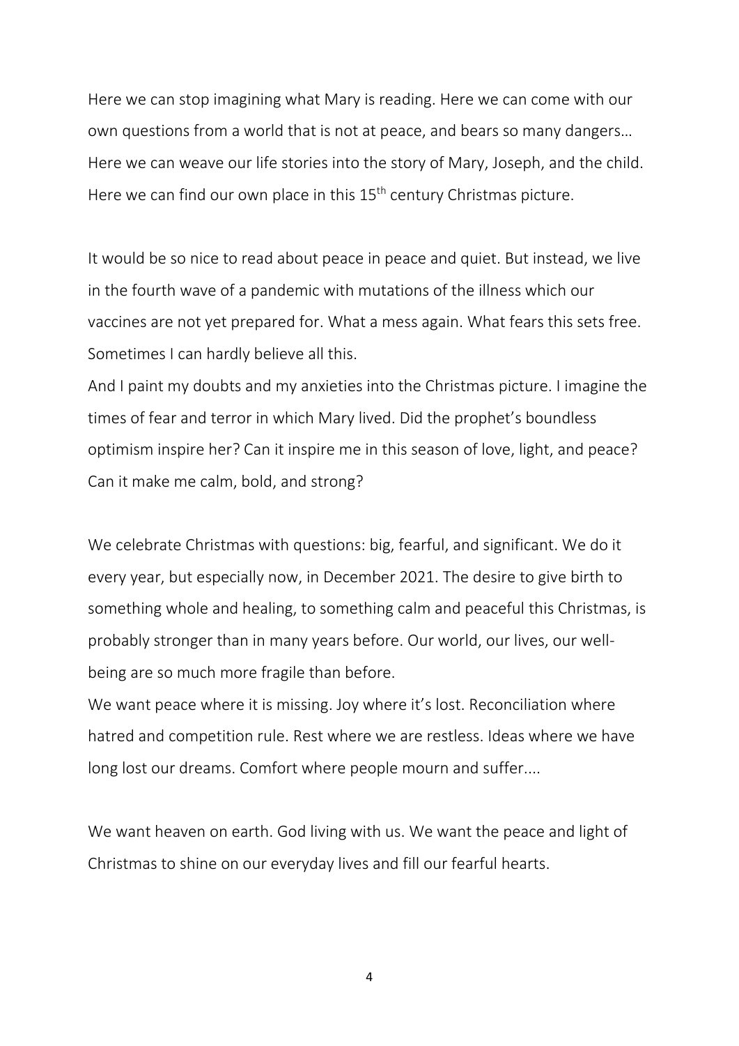Here we can stop imagining what Mary is reading. Here we can come with our own questions from a world that is not at peace, and bears so many dangers… Here we can weave our life stories into the story of Mary, Joseph, and the child. Here we can find our own place in this 15th century Christmas picture.

It would be so nice to read about peace in peace and quiet. But instead, we live in the fourth wave of a pandemic with mutations of the illness which our vaccines are not yet prepared for. What a mess again. What fears this sets free. Sometimes I can hardly believe all this.
And I paint my doubts and my anxieties into the Christmas picture. I imagine the times of fear and terror in which Mary lived. Did the prophet's boundless optimism inspire her? Can it inspire me in this season of love, light, and peace? Can it make me calm, bold, and strong?

We celebrate Christmas with questions: big, fearful, and significant. We do it every year, but especially now, in December 2021. The desire to give birth to something whole and healing, to something calm and peaceful this Christmas, is probably stronger than in many years before. Our world, our lives, our well-being are so much more fragile than before.
We want peace where it is missing. Joy where it's lost. Reconciliation where hatred and competition rule. Rest where we are restless. Ideas where we have long lost our dreams. Comfort where people mourn and suffer....

We want heaven on earth. God living with us. We want the peace and light of Christmas to shine on our everyday lives and fill our fearful hearts.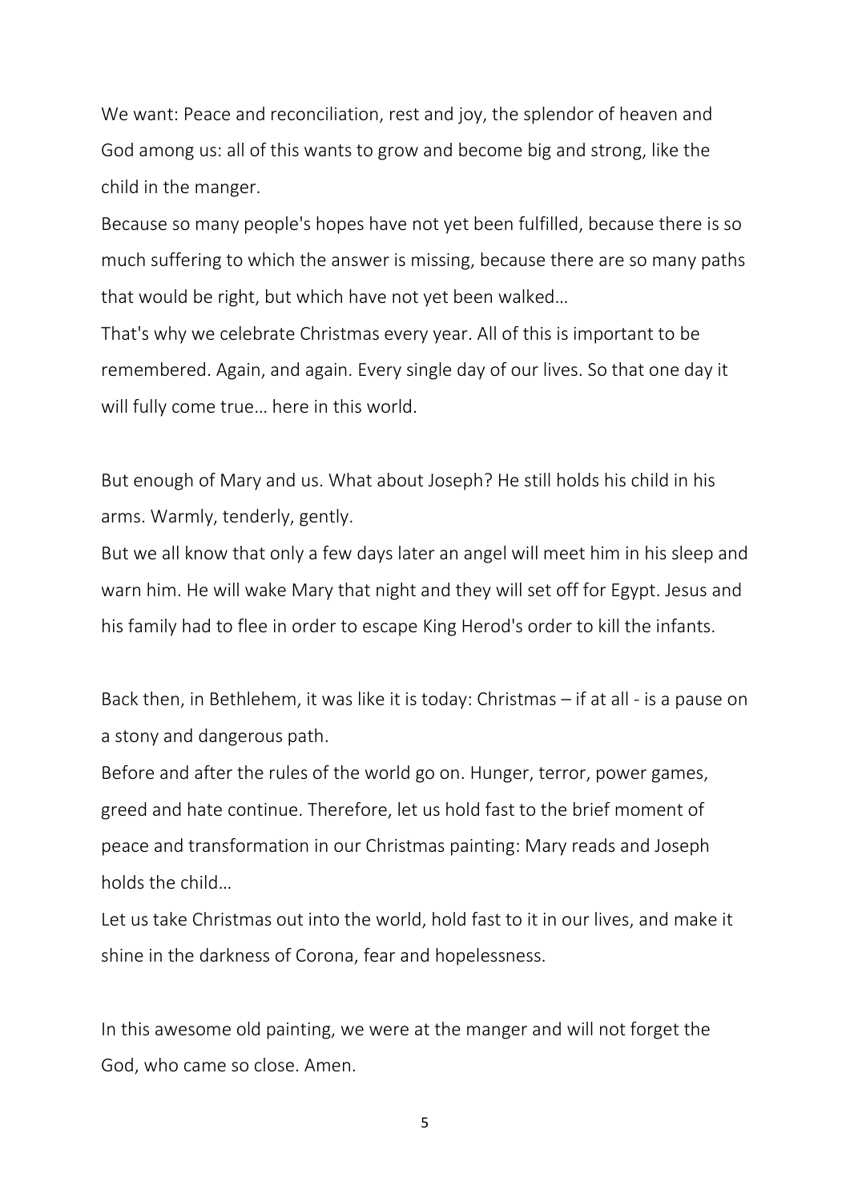We want: Peace and reconciliation, rest and joy, the splendor of heaven and God among us: all of this wants to grow and become big and strong, like the child in the manger.

Because so many people's hopes have not yet been fulfilled, because there is so much suffering to which the answer is missing, because there are so many paths that would be right, but which have not yet been walked…

That's why we celebrate Christmas every year. All of this is important to be remembered. Again, and again. Every single day of our lives. So that one day it will fully come true… here in this world.

But enough of Mary and us. What about Joseph? He still holds his child in his arms. Warmly, tenderly, gently.

But we all know that only a few days later an angel will meet him in his sleep and warn him. He will wake Mary that night and they will set off for Egypt. Jesus and his family had to flee in order to escape King Herod's order to kill the infants.

Back then, in Bethlehem, it was like it is today: Christmas – if at all - is a pause on a stony and dangerous path.

Before and after the rules of the world go on. Hunger, terror, power games, greed and hate continue. Therefore, let us hold fast to the brief moment of peace and transformation in our Christmas painting: Mary reads and Joseph holds the child…

Let us take Christmas out into the world, hold fast to it in our lives, and make it shine in the darkness of Corona, fear and hopelessness.

In this awesome old painting, we were at the manger and will not forget the God, who came so close. Amen.